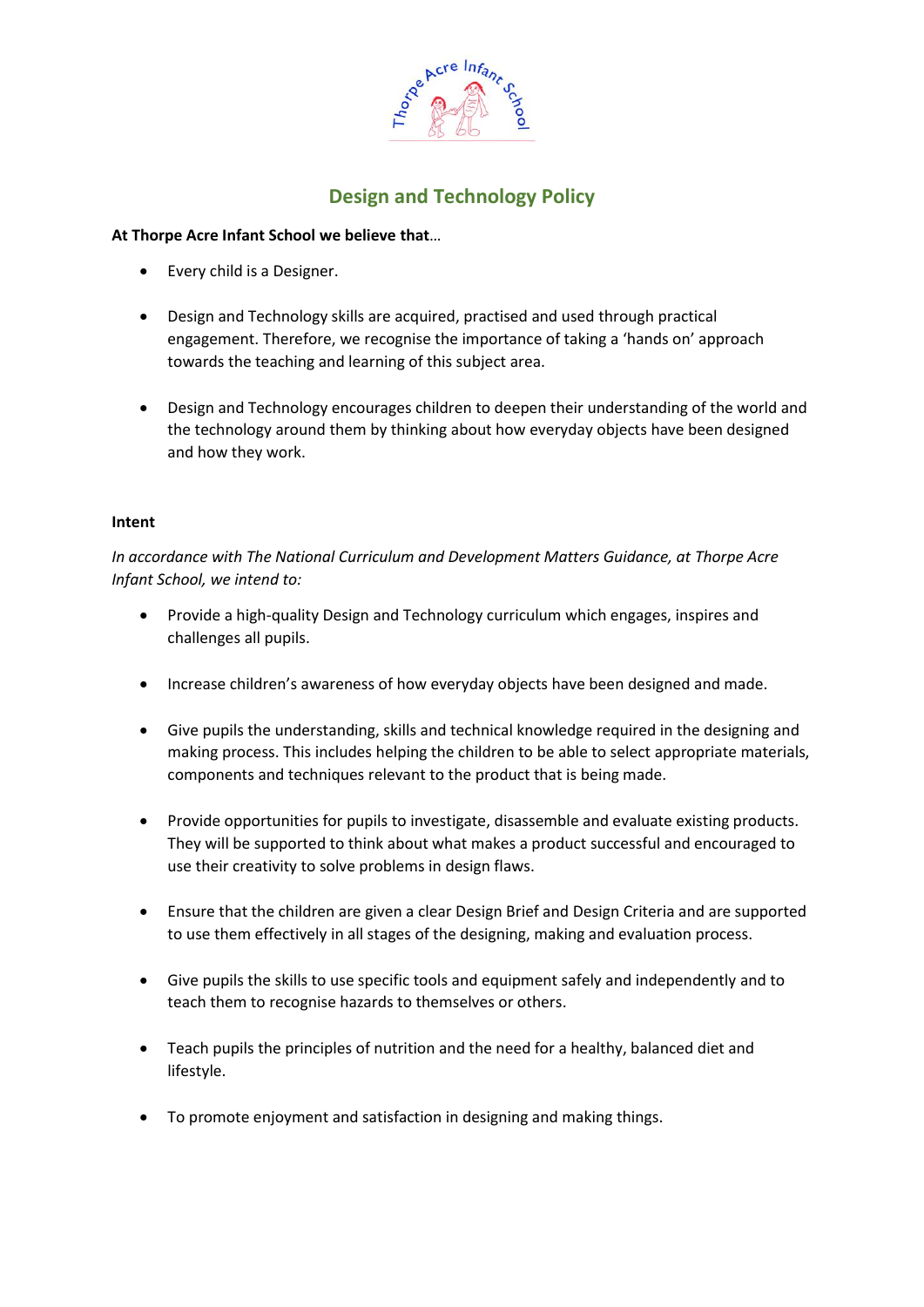# Design and Technology Policy

**At Thorpe Acre Infant School we believe that**…

- Every child is a Designer.

- Design and Technology skills are acquired, practised and used through practical engagement. Therefore, we recognise the importance of taking a 'hands on' approach towards the teaching and learning of this subject area.

- Design and Technology encourages children to deepen their understanding of the world and the technology around them by thinking about how everyday objects have been designed and how they work.

**Intent**

*In accordance with The National Curriculum and Development Matters Guidance, at Thorpe Acre Infant School, we intend to:*

- Provide a high-quality Design and Technology curriculum which engages, inspires and challenges all pupils.

- Increase children's awareness of how everyday objects have been designed and made.

- Give pupils the understanding, skills and technical knowledge required in the designing and making process. This includes helping the children to be able to select appropriate materials, components and techniques relevant to the product that is being made.

- Provide opportunities for pupils to investigate, disassemble and evaluate existing products. They will be supported to think about what makes a product successful and encouraged to use their creativity to solve problems in design flaws.

- Ensure that the children are given a clear Design Brief and Design Criteria and are supported to use them effectively in all stages of the designing, making and evaluation process.

- Give pupils the skills to use specific tools and equipment safely and independently and to teach them to recognise hazards to themselves or others.

- Teach pupils the principles of nutrition and the need for a healthy, balanced diet and lifestyle.

- To promote enjoyment and satisfaction in designing and making things.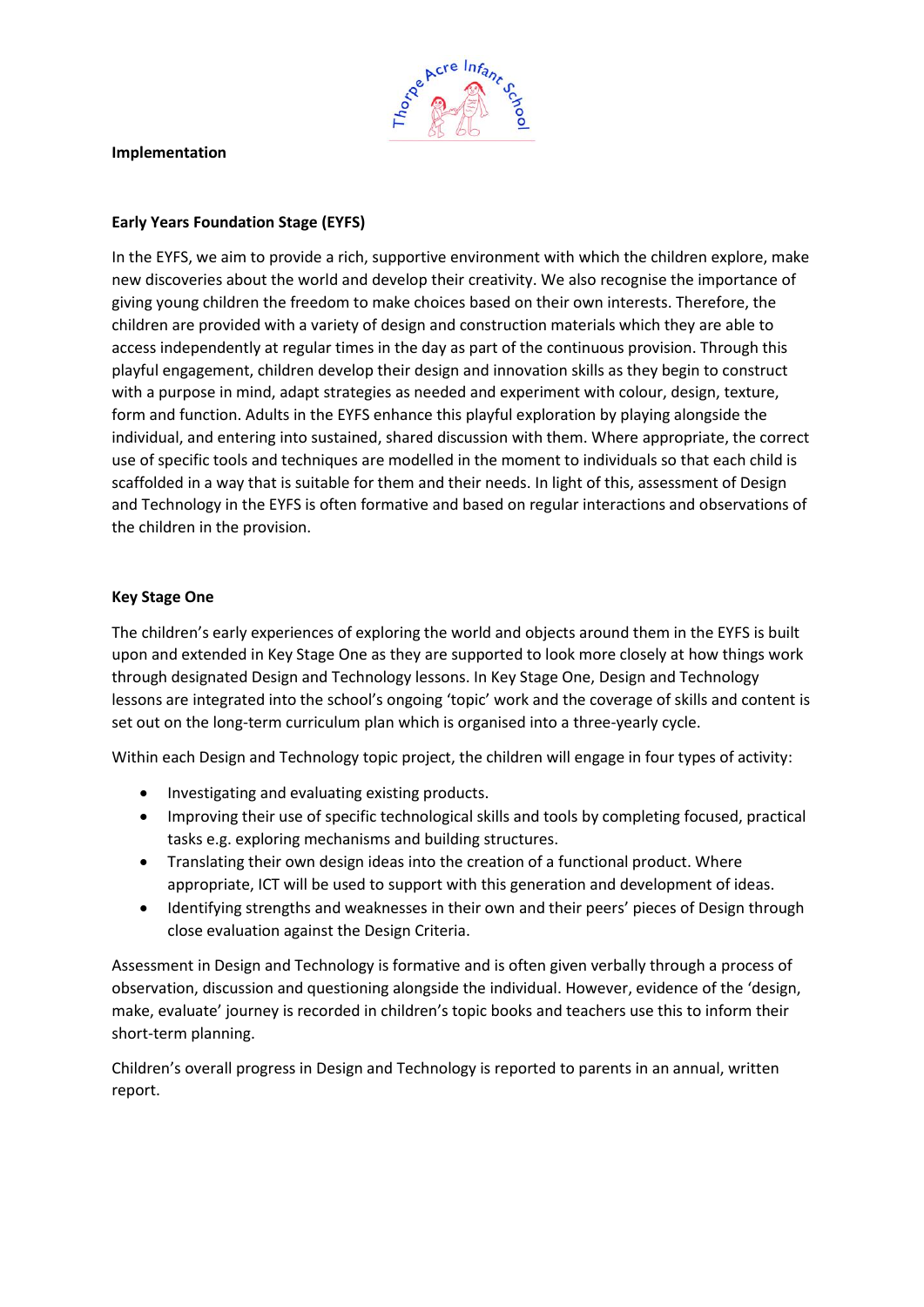**Implementation**

**Early Years Foundation Stage (EYFS)**

In the EYFS, we aim to provide a rich, supportive environment with which the children explore, make new discoveries about the world and develop their creativity. We also recognise the importance of giving young children the freedom to make choices based on their own interests. Therefore, the children are provided with a variety of design and construction materials which they are able to access independently at regular times in the day as part of the continuous provision. Through this playful engagement, children develop their design and innovation skills as they begin to construct with a purpose in mind, adapt strategies as needed and experiment with colour, design, texture, form and function. Adults in the EYFS enhance this playful exploration by playing alongside the individual, and entering into sustained, shared discussion with them. Where appropriate, the correct use of specific tools and techniques are modelled in the moment to individuals so that each child is scaffolded in a way that is suitable for them and their needs. In light of this, assessment of Design and Technology in the EYFS is often formative and based on regular interactions and observations of the children in the provision.

**Key Stage One**

The children's early experiences of exploring the world and objects around them in the EYFS is built upon and extended in Key Stage One as they are supported to look more closely at how things work through designated Design and Technology lessons. In Key Stage One, Design and Technology lessons are integrated into the school's ongoing 'topic' work and the coverage of skills and content is set out on the long-term curriculum plan which is organised into a three-yearly cycle.

Within each Design and Technology topic project, the children will engage in four types of activity:

- Investigating and evaluating existing products.
- Improving their use of specific technological skills and tools by completing focused, practical tasks e.g. exploring mechanisms and building structures.
- Translating their own design ideas into the creation of a functional product. Where appropriate, ICT will be used to support with this generation and development of ideas.
- Identifying strengths and weaknesses in their own and their peers' pieces of Design through close evaluation against the Design Criteria.

Assessment in Design and Technology is formative and is often given verbally through a process of observation, discussion and questioning alongside the individual. However, evidence of the 'design, make, evaluate' journey is recorded in children's topic books and teachers use this to inform their short-term planning.

Children's overall progress in Design and Technology is reported to parents in an annual, written report.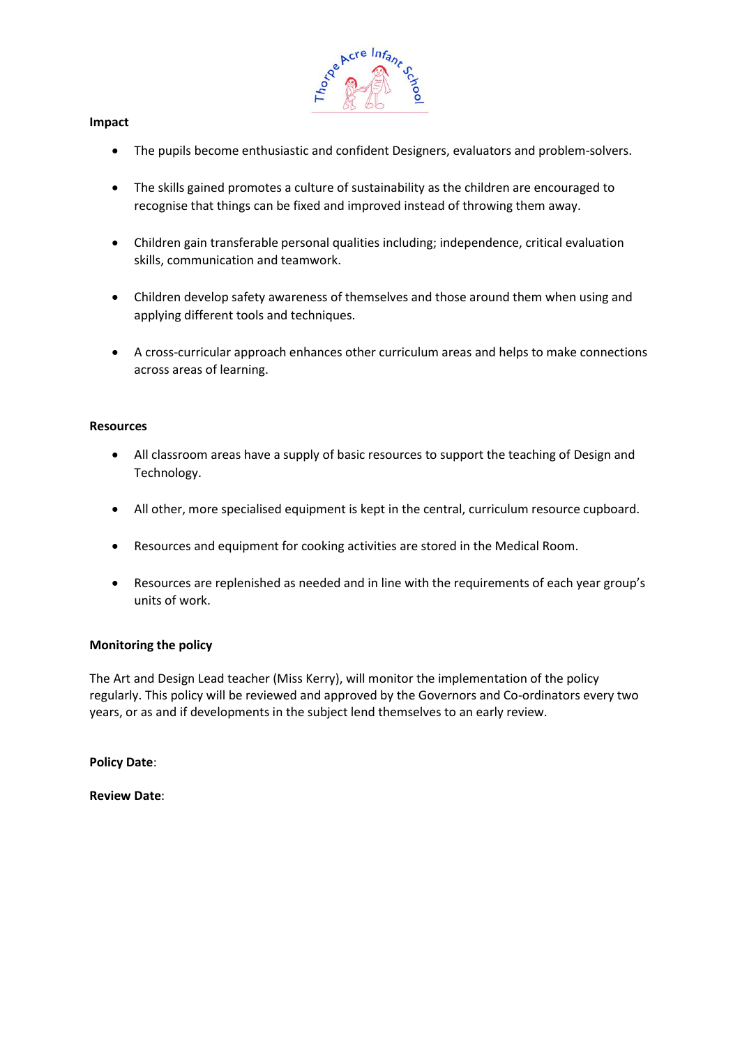**Impact**

- The pupils become enthusiastic and confident Designers, evaluators and problem-solvers.
- The skills gained promotes a culture of sustainability as the children are encouraged to recognise that things can be fixed and improved instead of throwing them away.
- Children gain transferable personal qualities including; independence, critical evaluation skills, communication and teamwork.
- Children develop safety awareness of themselves and those around them when using and applying different tools and techniques.
- A cross-curricular approach enhances other curriculum areas and helps to make connections across areas of learning.

**Resources**

- All classroom areas have a supply of basic resources to support the teaching of Design and Technology.
- All other, more specialised equipment is kept in the central, curriculum resource cupboard.
- Resources and equipment for cooking activities are stored in the Medical Room.
- Resources are replenished as needed and in line with the requirements of each year group's units of work.

**Monitoring the policy**

The Art and Design Lead teacher (Miss Kerry), will monitor the implementation of the policy regularly. This policy will be reviewed and approved by the Governors and Co-ordinators every two years, or as and if developments in the subject lend themselves to an early review.

**Policy Date**:

**Review Date**: